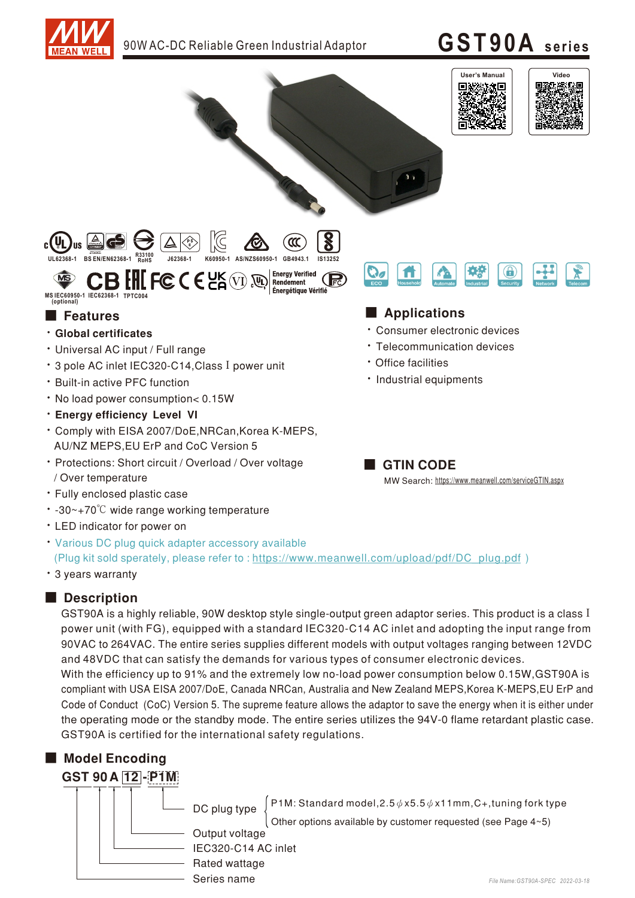# 90W AC-DC Reliable Green Industrial Adaptor

# GST90A series

User's Manual | Video

UL62368-1 BS EN/EN62368-1 R33100 RoHS J62368-1 K60950-1 AS/NZS60950-1 GB4943.1 IS13252

MS IEC60950-1 (optional) IEC62368-1 TPTC004

Energy Verified Rendement Énergétique Vérifié

ECO Household Automate Industrial Security Network Telecom

## Features

- **Global certificates**
- Universal AC input / Full range
- 3 pole AC inlet IEC320-C14,Class Ⅰ power unit
- Built-in active PFC function
- No load power consumption< 0.15W
- **Energy efficiency Level VI**
- Comply with EISA 2007/DoE,NRCan,Korea K-MEPS, AU/NZ MEPS,EU ErP and CoC Version 5
- Protections: Short circuit / Overload / Over voltage / Over temperature
- Fully enclosed plastic case
- -30~+70℃ wide range working temperature
- LED indicator for power on
- Various DC plug quick adapter accessory available (Plug kit sold sperately, please refer to : https://www.meanwell.com/upload/pdf/DC_plug.pdf )
- 3 years warranty

## Applications

- Consumer electronic devices
- Telecommunication devices
- Office facilities
- Industrial equipments

## GTIN CODE

MW Search: https://www.meanwell.com/serviceGTIN.aspx

## Description

GST90A is a highly reliable, 90W desktop style single-output green adaptor series. This product is a class Ⅰ power unit (with FG), equipped with a standard IEC320-C14 AC inlet and adopting the input range from 90VAC to 264VAC. The entire series supplies different models with output voltages ranging between 12VDC and 48VDC that can satisfy the demands for various types of consumer electronic devices.
With the efficiency up to 91% and the extremely low no-load power consumption below 0.15W,GST90A is compliant with USA EISA 2007/DoE, Canada NRCan, Australia and New Zealand MEPS,Korea K-MEPS,EU ErP and Code of Conduct (CoC) Version 5. The supreme feature allows the adaptor to save the energy when it is either under the operating mode or the standby mode. The entire series utilizes the 94V-0 flame retardant plastic case. GST90A is certified for the international safety regulations.

## Model Encoding

**GST 90 A 12 - P1M**

- DC plug type
  - P1M: Standard model,2.5φx5.5φx11mm,C+,tuning fork type
  - Other options available by customer requested (see Page 4~5)
- Output voltage
- IEC320-C14 AC inlet
- Rated wattage
- Series name

File Name:GST90A-SPEC 2022-03-18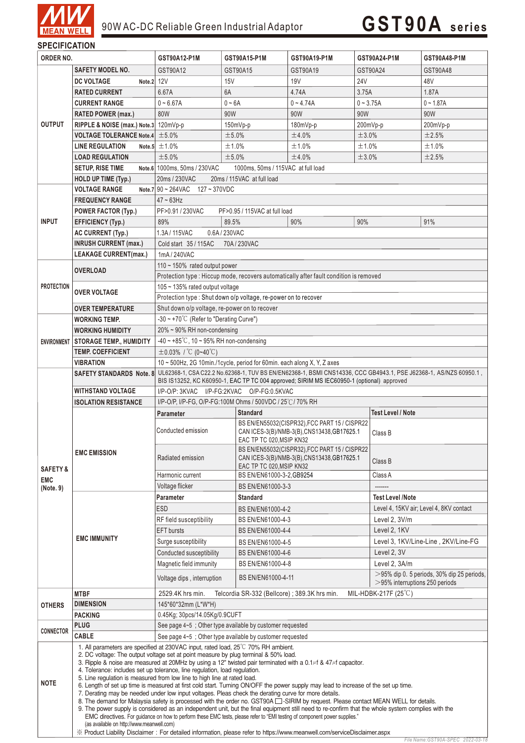# GST90A series

90W AC-DC Reliable Green Industrial Adaptor

## SPECIFICATION

| ORDER NO. | | GST90A12-P1M | GST90A15-P1M | GST90A19-P1M | GST90A24-P1M | GST90A48-P1M |
|---|---|---|---|---|---|---|
| OUTPUT | SAFETY MODEL NO. | GST90A12 | GST90A15 | GST90A19 | GST90A24 | GST90A48 |
| | DC VOLTAGE Note.2 | 12V | 15V | 19V | 24V | 48V |
| | RATED CURRENT | 6.67A | 6A | 4.74A | 3.75A | 1.87A |
| | CURRENT RANGE | 0 ~ 6.67A | 0 ~ 6A | 0 ~ 4.74A | 0 ~ 3.75A | 0 ~ 1.87A |
| | RATED POWER (max.) | 80W | 90W | 90W | 90W | 90W |
| | RIPPLE & NOISE (max.) Note.3 | 120mVp-p | 150mVp-p | 180mVp-p | 200mVp-p | 200mVp-p |
| | VOLTAGE TOLERANCE Note.4 | ±5.0% | ±5.0% | ±4.0% | ±3.0% | ±2.5% |
| | LINE REGULATION Note.5 | ±1.0% | ±1.0% | ±1.0% | ±1.0% | ±1.0% |
| | LOAD REGULATION | ±5.0% | ±5.0% | ±4.0% | ±3.0% | ±2.5% |
| | SETUP, RISE TIME Note.6 | 1000ms, 50ms / 230VAC 1000ms, 50ms / 115VAC at full load | | | | |
| | HOLD UP TIME (Typ.) | 20ms / 230VAC 20ms / 115VAC at full load | | | | |
| INPUT | VOLTAGE RANGE Note.7 | 90 ~ 264VAC 127 ~ 370VDC | | | | |
| | FREQUENCY RANGE | 47 ~ 63Hz | | | | |
| | POWER FACTOR (Typ.) | PF>0.91 / 230VAC PF>0.95 / 115VAC at full load | | | | |
| | EFFICIENCY (Typ.) | 89% | 89.5% | 90% | 90% | 91% |
| | AC CURRENT (Typ.) | 1.3A / 115VAC 0.6A / 230VAC | | | | |
| | INRUSH CURRENT (max.) | Cold start 35 / 115AC 70A / 230VAC | | | | |
| | LEAKAGE CURRENT(max.) | 1mA / 240VAC | | | | |
| PROTECTION | OVERLOAD | 110 ~ 150% rated output power | | | | |
| | | Protection type : Hiccup mode, recovers automatically after fault condition is removed | | | | |
| | OVER VOLTAGE | 105 ~ 135% rated output voltage | | | | |
| | | Protection type : Shut down o/p voltage, re-power on to recover | | | | |
| | OVER TEMPERATURE | Shut down o/p voltage, re-power on to recover | | | | |
| ENVIRONMENT | WORKING TEMP. | -30 ~ +70℃ (Refer to "Derating Curve") | | | | |
| | WORKING HUMIDITY | 20% ~ 90% RH non-condensing | | | | |
| | STORAGE TEMP., HUMIDITY | -40 ~ +85℃, 10 ~ 95% RH non-condensing | | | | |
| | TEMP. COEFFICIENT | ±0.03% / ℃ (0~40℃) | | | | |
| | VIBRATION | 10 ~ 500Hz, 2G 10min./1cycle, period for 60min. each along X, Y, Z axes | | | | |
| SAFETY & EMC (Note. 9) | SAFETY STANDARDS Note. 8 | UL62368-1, CSA C22.2 No.62368-1, TUV BS EN/EN62368-1, BSMI CNS14336, CCC GB4943.1, PSE J62368-1, AS/NZS 60950.1 , BIS IS13252, KC K60950-1, EAC TP TC 004 approved; SIRIM MS IEC60950-1 (optional) approved | | | | |
| | WITHSTAND VOLTAGE | I/P-O/P: 3KVAC I/P-FG: 2KVAC O/P-FG: 0.5KVAC | | | | |
| | ISOLATION RESISTANCE | I/P-O/P, I/P-FG, O/P-FG: 100M Ohms / 500VDC / 25℃ / 70% RH | | | | |
| | EMC EMISSION | Parameter | Standard | | Test Level / Note | |
| | | Conducted emission | BS EN/EN55032(CISPR32), FCC PART 15 / CISPR22 CAN ICES-3(B)/NMB-3(B), CNS13438, GB17625.1 EAC TP TC 020, MSIP KN32 | | Class B | |
| | | Radiated emission | BS EN/EN55032(CISPR32), FCC PART 15 / CISPR22 CAN ICES-3(B)/NMB-3(B), CNS13438, GB17625.1 EAC TP TC 020, MSIP KN32 | | Class B | |
| | | Harmonic current | BS EN/EN61000-3-2, GB9254 | | Class A | |
| | | Voltage flicker | BS EN/EN61000-3-3 | | ------- | |
| | EMC IMMUNITY | Parameter | Standard | | Test Level /Note | |
| | | ESD | BS EN/EN61000-4-2 | | Level 4, 15KV air; Level 4, 8KV contact | |
| | | RF field susceptibility | BS EN/EN61000-4-3 | | Level 2, 3V/m | |
| | | EFT bursts | BS EN/EN61000-4-4 | | Level 2, 1KV | |
| | | Surge susceptibility | BS EN/EN61000-4-5 | | Level 3, 1KV/Line-Line , 2KV/Line-FG | |
| | | Conducted susceptibility | BS EN/EN61000-4-6 | | Level 2, 3V | |
| | | Magnetic field immunity | BS EN/EN61000-4-8 | | Level 2, 3A/m | |
| | | Voltage dips , interruption | BS EN/EN61000-4-11 | | >95% dip 0. 5 periods, 30% dip 25 periods, >95% interruptions 250 periods | |
| OTHERS | MTBF | 2529.4K hrs min. Telcordia SR-332 (Bellcore) ; 389.3K hrs min. MIL-HDBK-217F (25℃) | | | | |
| | DIMENSION | 145*60*32mm (L*W*H) | | | | |
| | PACKING | 0.45Kg; 30pcs/14.05Kg/0.9CUFT | | | | |
| CONNECTOR | PLUG | See page 4~5 ; Other type available by customer requested | | | | |
| | CABLE | See page 4~5 ; Other type available by customer requested | | | | |

**NOTE**

1. All parameters are specified at 230VAC input, rated load, 25℃ 70% RH ambient.
2. DC voltage: The output voltage set at point measure by plug terminal & 50% load.
3. Ripple & noise are measured at 20MHz by using a 12" twisted pair terminated with a 0.1㎌ & 47㎌ capacitor.
4. Tolerance: includes set up tolerance, line regulation, load regulation.
5. Line regulation is measured from low line to high line at rated load.
6. Length of set up time is measured at first cold start. Turning ON/OFF the power supply may lead to increase of the set up time.
7. Derating may be needed under low input voltages. Pleas check the derating curve for more details.
8. The demand for Malaysia safety is processed with the order no. GST90A☐-SIRIM by request. Please contact MEAN WELL for details.
9. The power supply is considered as an independent unit, but the final equipment still need to re-confirm that the whole system complies with the EMC directives. For guidance on how to perform these EMC tests, please refer to "EMI testing of component power supplies." (as available on http://www.meanwell.com)

※ Product Liability Disclaimer : For detailed information, please refer to https://www.meanwell.com/serviceDisclaimer.aspx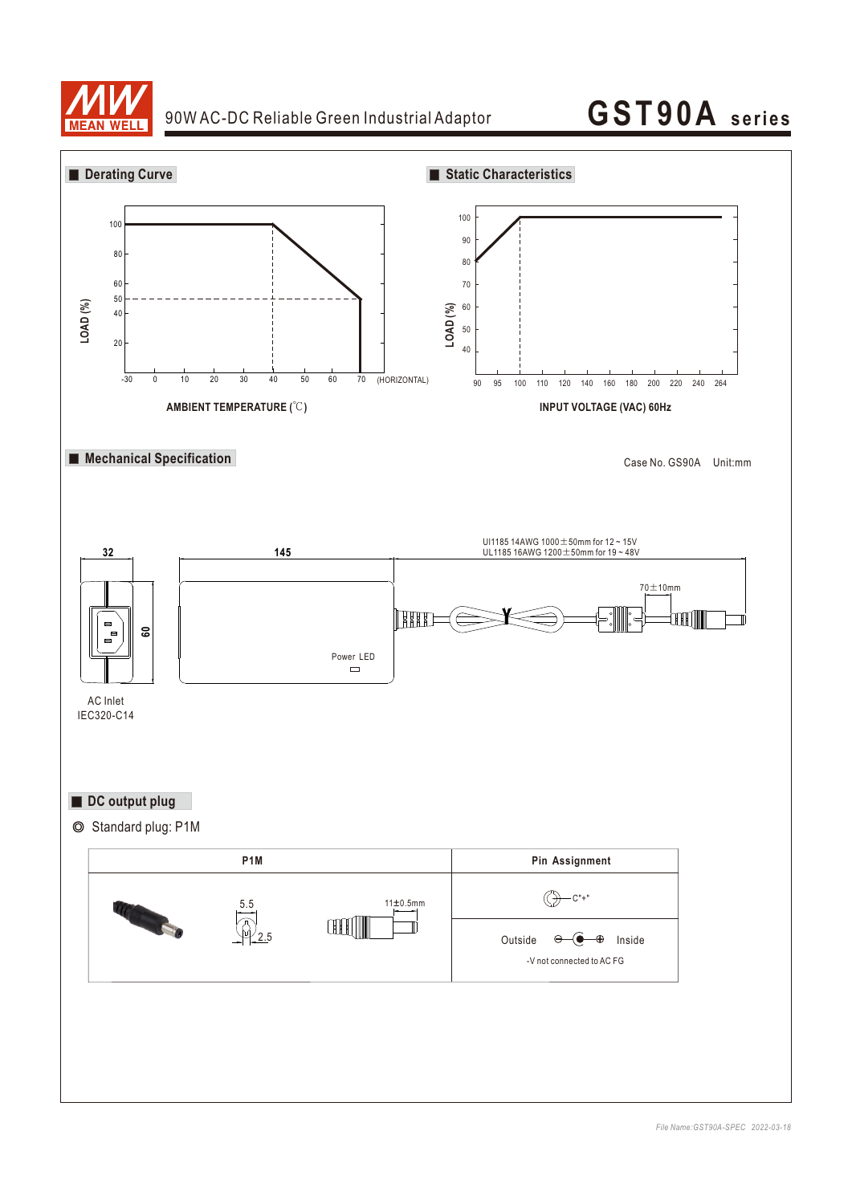## Derating Curve

LOAD (%)

AMBIENT TEMPERATURE (℃)

-30 0 10 20 30 40 50 60 70 (HORIZONTAL)

## Static Characteristics

LOAD (%)

INPUT VOLTAGE (VAC) 60Hz

90 95 100 110 120 140 160 180 200 220 240 264

## Mechanical Specification

Case No. GS90A Unit:mm

32

145

60

UI1185 14AWG 1000±50mm for 12 ~ 15V
UL1185 16AWG 1200±50mm for 19 ~ 48V

70±10mm

Power LED

AC Inlet
IEC320-C14

## DC output plug

◎ Standard plug: P1M

| P1M | Pin Assignment |
|---|---|
| 5.5 / 2.5 / 11±0.5mm | C"+" |
| | Outside ⊖—●—⊕ Inside<br>-V not connected to AC FG |

*File Name:GST90A-SPEC 2022-03-18*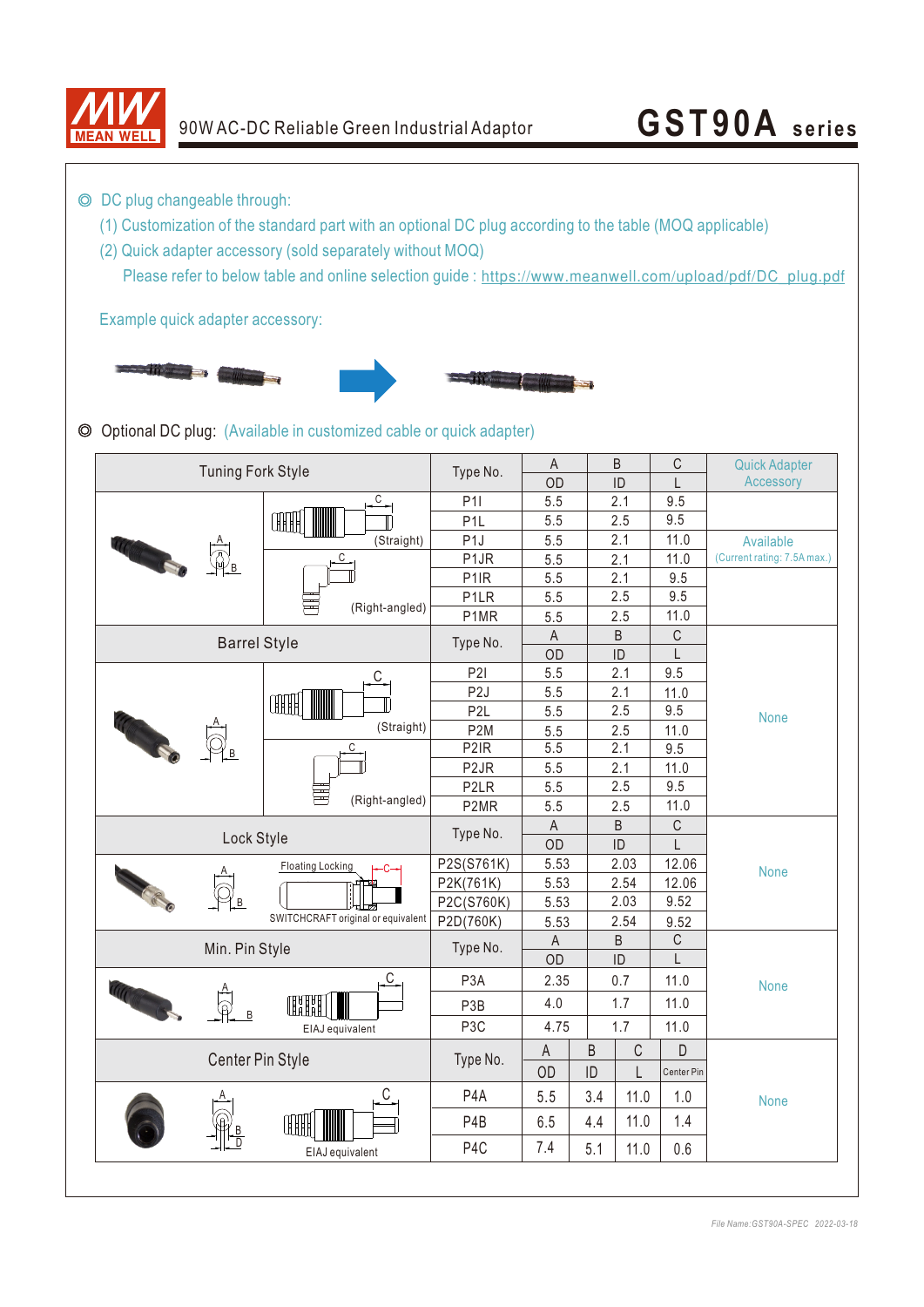◎ DC plug changeable through:

(1) Customization of the standard part with an optional DC plug according to the table (MOQ applicable)

(2) Quick adapter accessory (sold separately without MOQ)

Please refer to below table and online selection guide : https://www.meanwell.com/upload/pdf/DC_plug.pdf

Example quick adapter accessory:

◎ Optional DC plug: (Available in customized cable or quick adapter)

| Tuning Fork Style | | Type No. | A | B | C | Quick Adapter Accessory |
|---|---|---|---|---|---|---|
| | | | OD | ID | L | |
| | (Straight) | P1I | 5.5 | 2.1 | 9.5 | |
| | | P1L | 5.5 | 2.5 | 9.5 | |
| | | P1J | 5.5 | 2.1 | 11.0 | Available (Current rating: 7.5A max.) |
| | (Right-angled) | P1JR | 5.5 | 2.1 | 11.0 | |
| | | P1IR | 5.5 | 2.1 | 9.5 | |
| | | P1LR | 5.5 | 2.5 | 9.5 | |
| | | P1MR | 5.5 | 2.5 | 11.0 | |

| Barrel Style | | Type No. | A | B | C | Quick Adapter Accessory |
|---|---|---|---|---|---|---|
| | | | OD | ID | L | |
| | (Straight) | P2I | 5.5 | 2.1 | 9.5 | None |
| | | P2J | 5.5 | 2.1 | 11.0 | |
| | | P2L | 5.5 | 2.5 | 9.5 | |
| | | P2M | 5.5 | 2.5 | 11.0 | |
| | (Right-angled) | P2IR | 5.5 | 2.1 | 9.5 | |
| | | P2JR | 5.5 | 2.1 | 11.0 | |
| | | P2LR | 5.5 | 2.5 | 9.5 | |
| | | P2MR | 5.5 | 2.5 | 11.0 | |

| Lock Style | | Type No. | A | B | C | Quick Adapter Accessory |
|---|---|---|---|---|---|---|
| | | | OD | ID | L | |
| | Floating Locking; SWITCHCRAFT original or equivalent | P2S(S761K) | 5.53 | 2.03 | 12.06 | None |
| | | P2K(761K) | 5.53 | 2.54 | 12.06 | |
| | | P2C(S760K) | 5.53 | 2.03 | 9.52 | |
| | | P2D(760K) | 5.53 | 2.54 | 9.52 | |

| Min. Pin Style | | Type No. | A | B | C | Quick Adapter Accessory |
|---|---|---|---|---|---|---|
| | | | OD | ID | L | |
| | EIAJ equivalent | P3A | 2.35 | 0.7 | 11.0 | None |
| | | P3B | 4.0 | 1.7 | 11.0 | |
| | | P3C | 4.75 | 1.7 | 11.0 | |

| Center Pin Style | | Type No. | A | B | C | D | Quick Adapter Accessory |
|---|---|---|---|---|---|---|---|
| | | | OD | ID | L | Center Pin | |
| | EIAJ equivalent | P4A | 5.5 | 3.4 | 11.0 | 1.0 | None |
| | | P4B | 6.5 | 4.4 | 11.0 | 1.4 | |
| | | P4C | 7.4 | 5.1 | 11.0 | 0.6 | |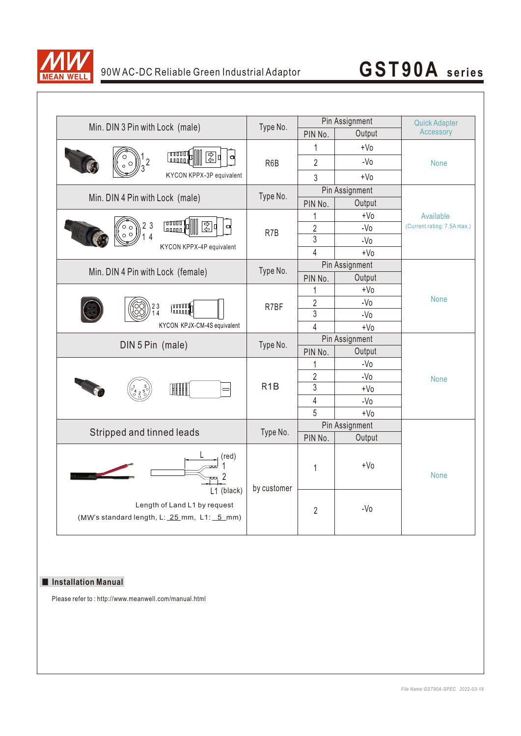| Min. DIN 3 Pin with Lock (male) | Type No. | Pin Assignment | | Quick Adapter Accessory |
|---|---|---|---|---|
| | | PIN No. | Output | |
| KYCON KPPX-3P equivalent | R6B | 1 | +Vo | None |
| | | 2 | -Vo | |
| | | 3 | +Vo | |
| **Min. DIN 4 Pin with Lock (male)** | **Type No.** | **Pin Assignment** | | |
| | | PIN No. | Output | |
| KYCON KPPX-4P equivalent | R7B | 1 | +Vo | Available (Current rating: 7.5A max.) |
| | | 2 | -Vo | |
| | | 3 | -Vo | |
| | | 4 | +Vo | |
| **Min. DIN 4 Pin with Lock (female)** | **Type No.** | **Pin Assignment** | | |
| | | PIN No. | Output | |
| KYCON KPJX-CM-4S equivalent | R7BF | 1 | +Vo | None |
| | | 2 | -Vo | |
| | | 3 | -Vo | |
| | | 4 | +Vo | |
| **DIN 5 Pin (male)** | **Type No.** | **Pin Assignment** | | |
| | | PIN No. | Output | |
| | R1B | 1 | -Vo | None |
| | | 2 | -Vo | |
| | | 3 | +Vo | |
| | | 4 | -Vo | |
| | | 5 | +Vo | |
| **Stripped and tinned leads** | **Type No.** | **Pin Assignment** | | |
| | | PIN No. | Output | |
| L (red) 1, 2 L1 (black). Length of L and L1 by request (MW's standard length, L: 25 mm, L1: 5 mm) | by customer | 1 | +Vo | None |
| | | 2 | -Vo | |

## Installation Manual

Please refer to : http://www.meanwell.com/manual.html

File Name:GST90A-SPEC 2022-03-18